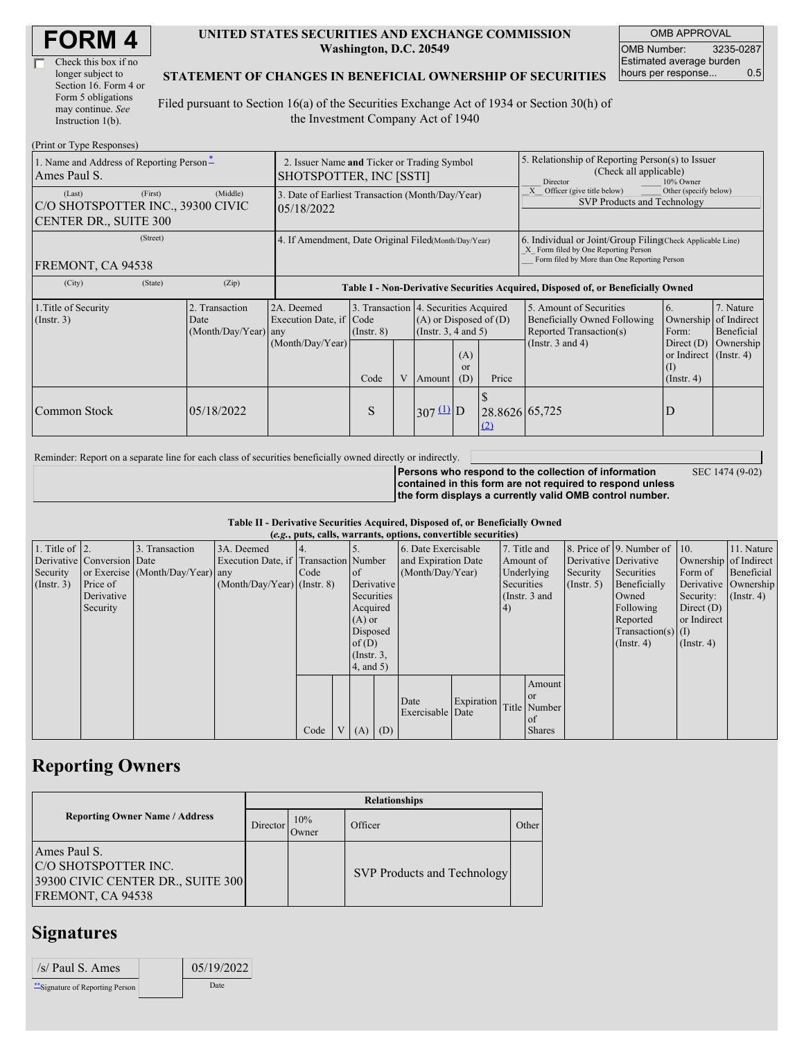# FORM 4

☐ Check this box if no longer subject to Section 16. Form 4 or Form 5 obligations may continue. *See* Instruction 1(b).

**UNITED STATES SECURITIES AND EXCHANGE COMMISSION**
**Washington, D.C. 20549**

**STATEMENT OF CHANGES IN BENEFICIAL OWNERSHIP OF SECURITIES**

Filed pursuant to Section 16(a) of the Securities Exchange Act of 1934 or Section 30(h) of the Investment Company Act of 1940

| OMB APPROVAL | |
|---|---|
| OMB Number: | 3235-0287 |
| Estimated average burden hours per response... | 0.5 |

(Print or Type Responses)

| 1. Name and Address of Reporting Person * | 2. Issuer Name and Ticker or Trading Symbol | 5. Relationship of Reporting Person(s) to Issuer (Check all applicable) |
|---|---|---|
| Ames Paul S. | SHOTSPOTTER, INC [SSTI] | ___ Director ___ 10% Owner<br>_X_ Officer (give title below) ___ Other (specify below)<br>SVP Products and Technology |
| (Last) (First) (Middle)<br>C/O SHOTSPOTTER INC., 39300 CIVIC CENTER DR., SUITE 300 | 3. Date of Earliest Transaction (Month/Day/Year)<br>05/18/2022 | |
| (Street)<br>FREMONT, CA 94538 | 4. If Amendment, Date Original Filed (Month/Day/Year) | 6. Individual or Joint/Group Filing (Check Applicable Line)<br>_X_ Form filed by One Reporting Person<br>___ Form filed by More than One Reporting Person |
| (City) (State) (Zip) | | |

**Table I - Non-Derivative Securities Acquired, Disposed of, or Beneficially Owned**

| 1.Title of Security (Instr. 3) | 2. Transaction Date (Month/Day/Year) | 2A. Deemed Execution Date, if any (Month/Day/Year) | 3. Transaction Code (Instr. 8) | | 4. Securities Acquired (A) or Disposed of (D) (Instr. 3, 4 and 5) | | | 5. Amount of Securities Beneficially Owned Following Reported Transaction(s) (Instr. 3 and 4) | 6. Ownership Form: Direct (D) or Indirect (I) (Instr. 4) | 7. Nature of Indirect Beneficial Ownership (Instr. 4) |
|---|---|---|---|---|---|---|---|---|---|---|
| | | | Code | V | Amount | (A) or (D) | Price | | | |
| Common Stock | 05/18/2022 | | S | | 307 [(1)] | D | $ 28.8626 [(2)] | 65,725 | D | |

Reminder: Report on a separate line for each class of securities beneficially owned directly or indirectly.

**Persons who respond to the collection of information contained in this form are not required to respond unless the form displays a currently valid OMB control number.** SEC 1474 (9-02)

**Table II - Derivative Securities Acquired, Disposed of, or Beneficially Owned**
**(*e.g.*, puts, calls, warrants, options, convertible securities)**

| 1. Title of Derivative Security (Instr. 3) | 2. Conversion or Exercise Price of Derivative Security | 3. Transaction Date (Month/Day/Year) | 3A. Deemed Execution Date, if any (Month/Day/Year) | 4. Transaction Code (Instr. 8) | | 5. Number of Derivative Securities Acquired (A) or Disposed of (D) (Instr. 3, 4, and 5) | | 6. Date Exercisable and Expiration Date (Month/Day/Year) | | 7. Title and Amount of Underlying Securities (Instr. 3 and 4) | | 8. Price of Derivative Security (Instr. 5) | 9. Number of Derivative Securities Beneficially Owned Following Reported Transaction(s) (Instr. 4) | 10. Ownership Form of Derivative Security: Direct (D) or Indirect (I) (Instr. 4) | 11. Nature of Indirect Beneficial Ownership (Instr. 4) |
|---|---|---|---|---|---|---|---|---|---|---|---|---|---|---|---|
| | | | | Code | V | (A) | (D) | Date Exercisable | Expiration Date | Title | Amount or Number of Shares | | | | |

## Reporting Owners

| Reporting Owner Name / Address | Relationships | | | |
|---|---|---|---|---|
| | Director | 10% Owner | Officer | Other |
| Ames Paul S.<br>C/O SHOTSPOTTER INC.<br>39300 CIVIC CENTER DR., SUITE 300<br>FREMONT, CA 94538 | | | SVP Products and Technology | |

## Signatures

| /s/ Paul S. Ames | 05/19/2022 |
|---|---|
| **Signature of Reporting Person | Date |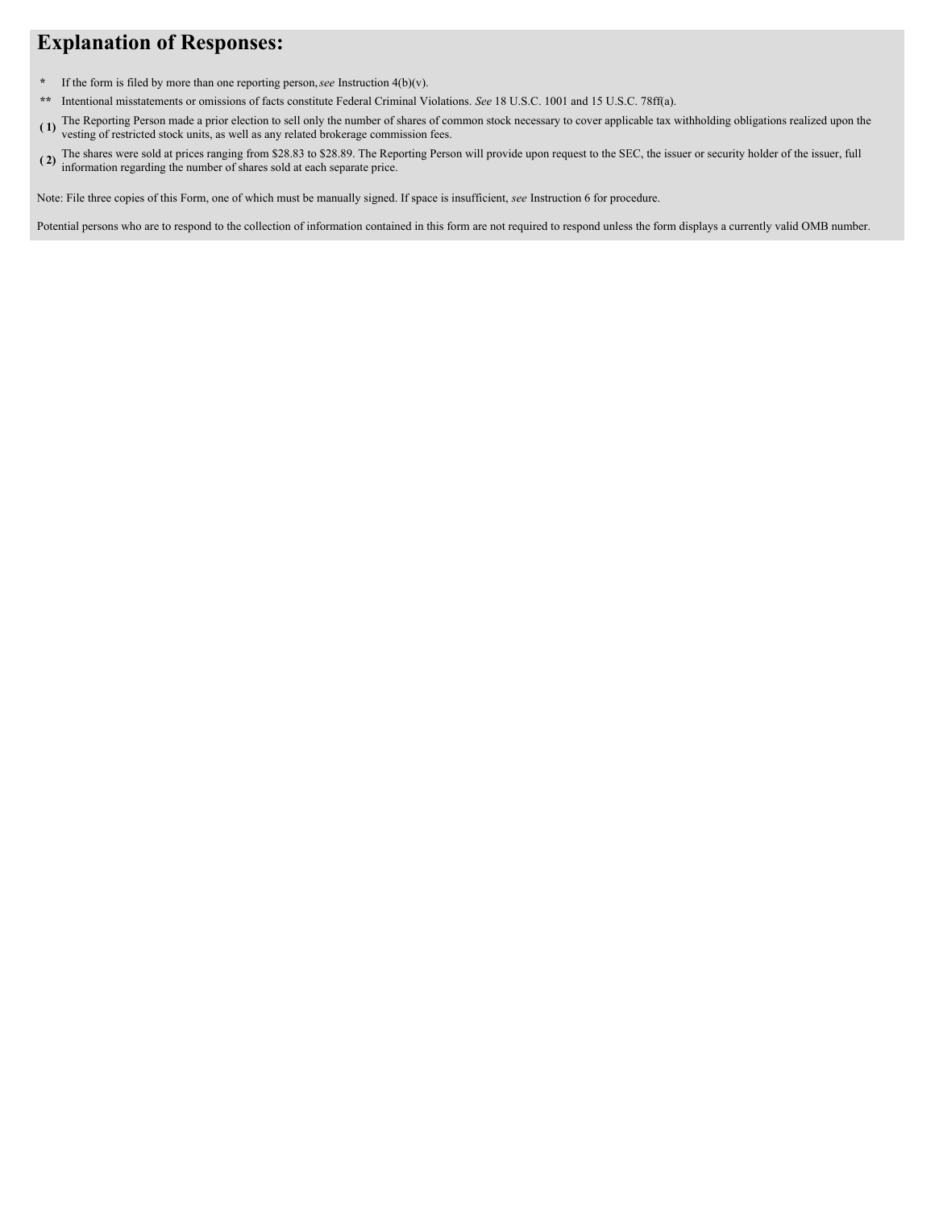# Explanation of Responses:

- \* If the form is filed by more than one reporting person, *see* Instruction 4(b)(v).
- \*\* Intentional misstatements or omissions of facts constitute Federal Criminal Violations. *See* 18 U.S.C. 1001 and 15 U.S.C. 78ff(a).
- ( 1) The Reporting Person made a prior election to sell only the number of shares of common stock necessary to cover applicable tax withholding obligations realized upon the vesting of restricted stock units, as well as any related brokerage commission fees.
- ( 2) The shares were sold at prices ranging from $28.83 to $28.89. The Reporting Person will provide upon request to the SEC, the issuer or security holder of the issuer, full information regarding the number of shares sold at each separate price.

Note: File three copies of this Form, one of which must be manually signed. If space is insufficient, *see* Instruction 6 for procedure.

Potential persons who are to respond to the collection of information contained in this form are not required to respond unless the form displays a currently valid OMB number.